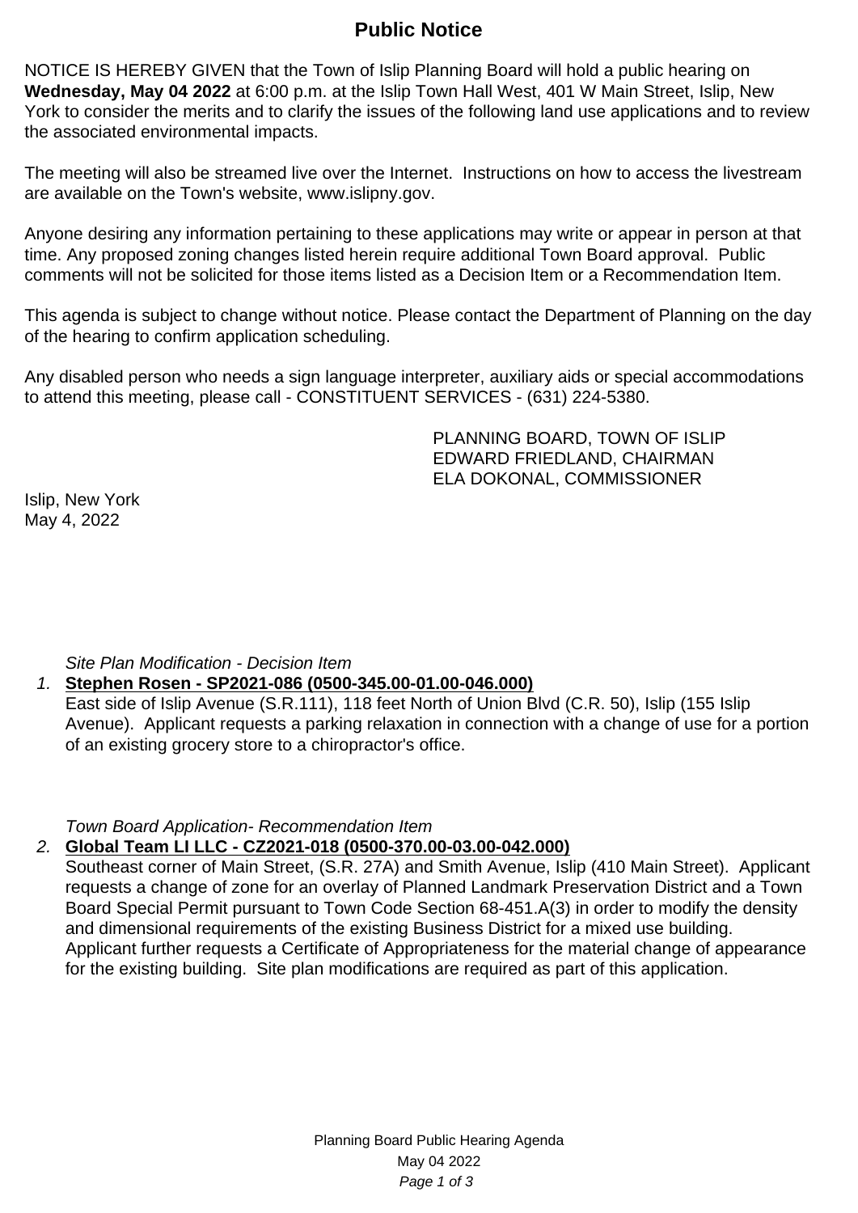# Public Notice

NOTICE IS HEREBY GIVEN that the Town of Islip Planning Board will hold a public hearing on **Wednesday, May 04 2022** at 6:00 p.m. at the Islip Town Hall West, 401 W Main Street, Islip, New York to consider the merits and to clarify the issues of the following land use applications and to review the associated environmental impacts.

The meeting will also be streamed live over the Internet. Instructions on how to access the livestream are available on the Town's website, www.islipny.gov.

Anyone desiring any information pertaining to these applications may write or appear in person at that time. Any proposed zoning changes listed herein require additional Town Board approval. Public comments will not be solicited for those items listed as a Decision Item or a Recommendation Item.

This agenda is subject to change without notice. Please contact the Department of Planning on the day of the hearing to confirm application scheduling.

Any disabled person who needs a sign language interpreter, auxiliary aids or special accommodations to attend this meeting, please call - CONSTITUENT SERVICES - (631) 224-5380.

PLANNING BOARD, TOWN OF ISLIP
EDWARD FRIEDLAND, CHAIRMAN
ELA DOKONAL, COMMISSIONER

Islip, New York
May 4, 2022

*Site Plan Modification - Decision Item*

1. **Stephen Rosen - SP2021-086 (0500-345.00-01.00-046.000)**
   East side of Islip Avenue (S.R.111), 118 feet North of Union Blvd (C.R. 50), Islip (155 Islip Avenue). Applicant requests a parking relaxation in connection with a change of use for a portion of an existing grocery store to a chiropractor's office.

*Town Board Application- Recommendation Item*

2. **Global Team LI LLC - CZ2021-018 (0500-370.00-03.00-042.000)**
   Southeast corner of Main Street, (S.R. 27A) and Smith Avenue, Islip (410 Main Street). Applicant requests a change of zone for an overlay of Planned Landmark Preservation District and a Town Board Special Permit pursuant to Town Code Section 68-451.A(3) in order to modify the density and dimensional requirements of the existing Business District for a mixed use building. Applicant further requests a Certificate of Appropriateness for the material change of appearance for the existing building. Site plan modifications are required as part of this application.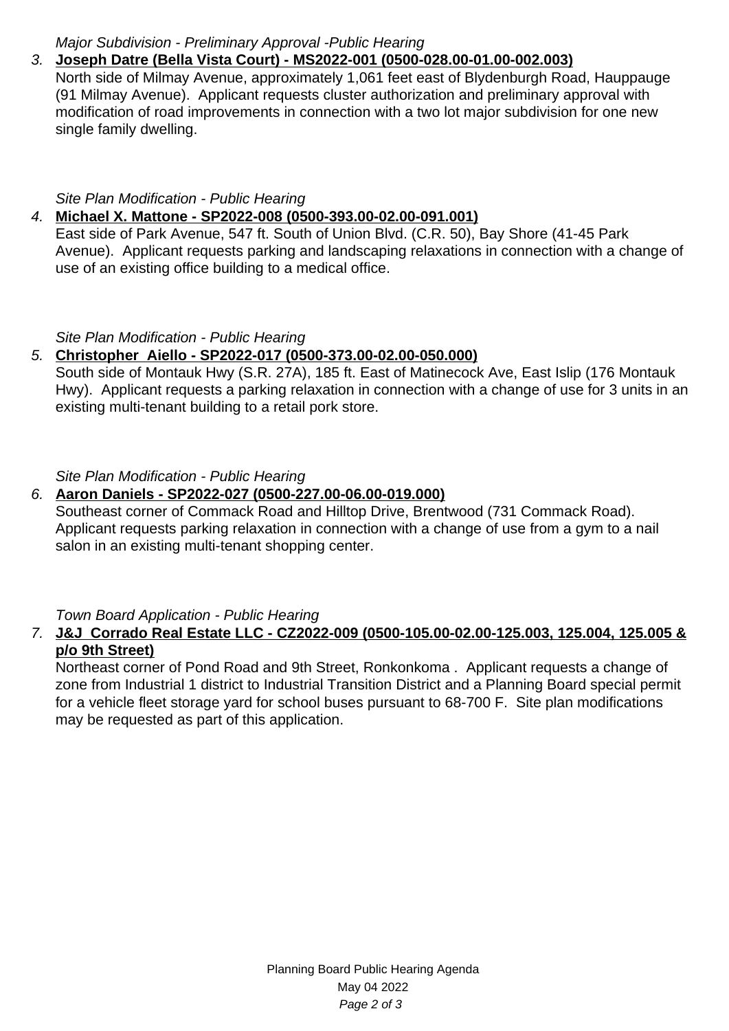*Major Subdivision - Preliminary Approval -Public Hearing*

3. **Joseph Datre (Bella Vista Court) - MS2022-001 (0500-028.00-01.00-002.003)**
   North side of Milmay Avenue, approximately 1,061 feet east of Blydenburgh Road, Hauppauge (91 Milmay Avenue). Applicant requests cluster authorization and preliminary approval with modification of road improvements in connection with a two lot major subdivision for one new single family dwelling.

*Site Plan Modification - Public Hearing*

4. **Michael X. Mattone - SP2022-008 (0500-393.00-02.00-091.001)**
   East side of Park Avenue, 547 ft. South of Union Blvd. (C.R. 50), Bay Shore (41-45 Park Avenue). Applicant requests parking and landscaping relaxations in connection with a change of use of an existing office building to a medical office.

*Site Plan Modification - Public Hearing*

5. **Christopher Aiello - SP2022-017 (0500-373.00-02.00-050.000)**
   South side of Montauk Hwy (S.R. 27A), 185 ft. East of Matinecock Ave, East Islip (176 Montauk Hwy). Applicant requests a parking relaxation in connection with a change of use for 3 units in an existing multi-tenant building to a retail pork store.

*Site Plan Modification - Public Hearing*

6. **Aaron Daniels - SP2022-027 (0500-227.00-06.00-019.000)**
   Southeast corner of Commack Road and Hilltop Drive, Brentwood (731 Commack Road). Applicant requests parking relaxation in connection with a change of use from a gym to a nail salon in an existing multi-tenant shopping center.

*Town Board Application - Public Hearing*

7. **J&J Corrado Real Estate LLC - CZ2022-009 (0500-105.00-02.00-125.003, 125.004, 125.005 & p/o 9th Street)**
   Northeast corner of Pond Road and 9th Street, Ronkonkoma . Applicant requests a change of zone from Industrial 1 district to Industrial Transition District and a Planning Board special permit for a vehicle fleet storage yard for school buses pursuant to 68-700 F. Site plan modifications may be requested as part of this application.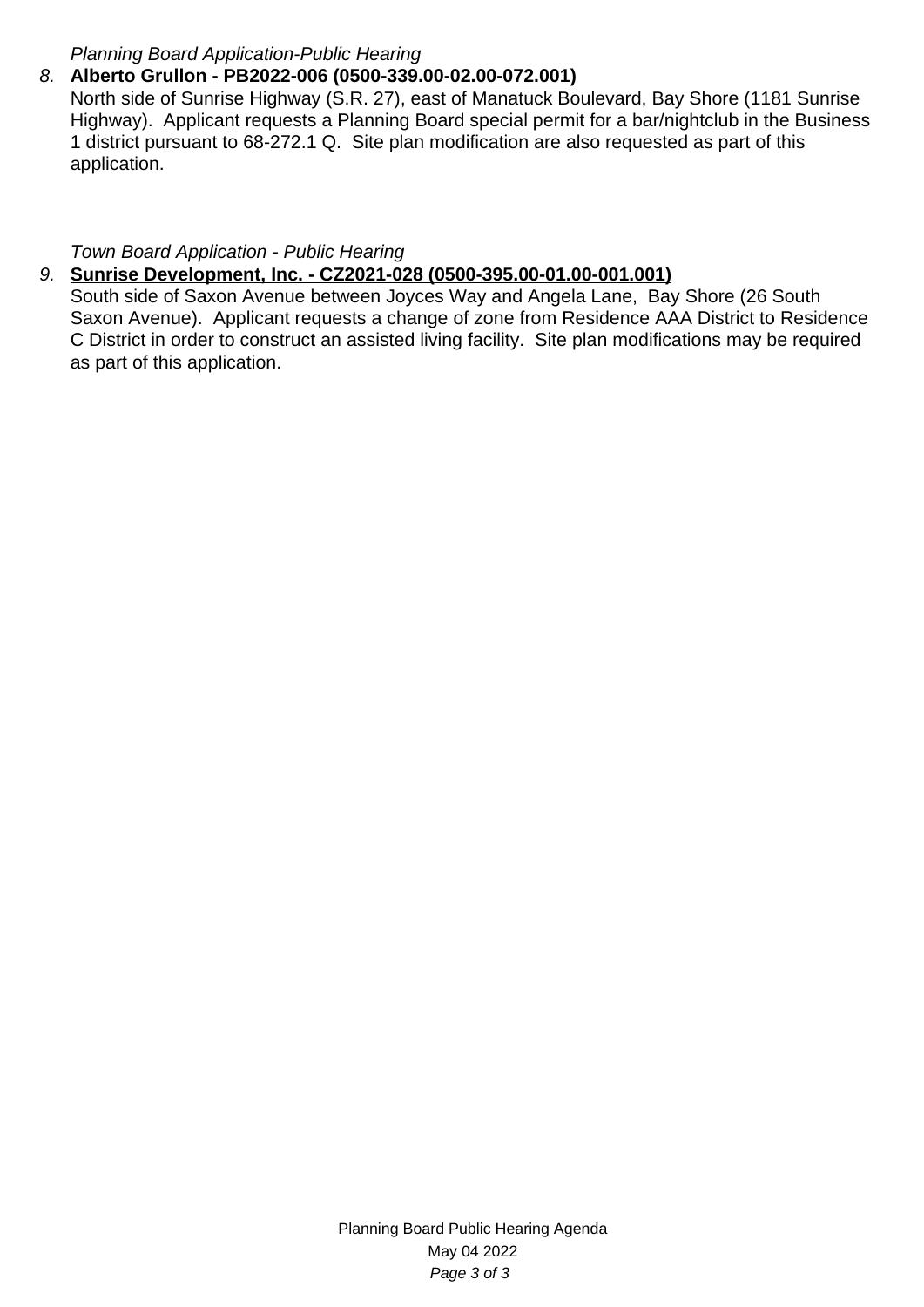*Planning Board Application-Public Hearing*

*8.* **<u>Alberto Grullon - PB2022-006 (0500-339.00-02.00-072.001)</u>**

North side of Sunrise Highway (S.R. 27), east of Manatuck Boulevard, Bay Shore (1181 Sunrise Highway). Applicant requests a Planning Board special permit for a bar/nightclub in the Business 1 district pursuant to 68-272.1 Q. Site plan modification are also requested as part of this application.

*Town Board Application - Public Hearing*

*9.* **<u>Sunrise Development, Inc. - CZ2021-028 (0500-395.00-01.00-001.001)</u>**

South side of Saxon Avenue between Joyces Way and Angela Lane, Bay Shore (26 South Saxon Avenue). Applicant requests a change of zone from Residence AAA District to Residence C District in order to construct an assisted living facility. Site plan modifications may be required as part of this application.